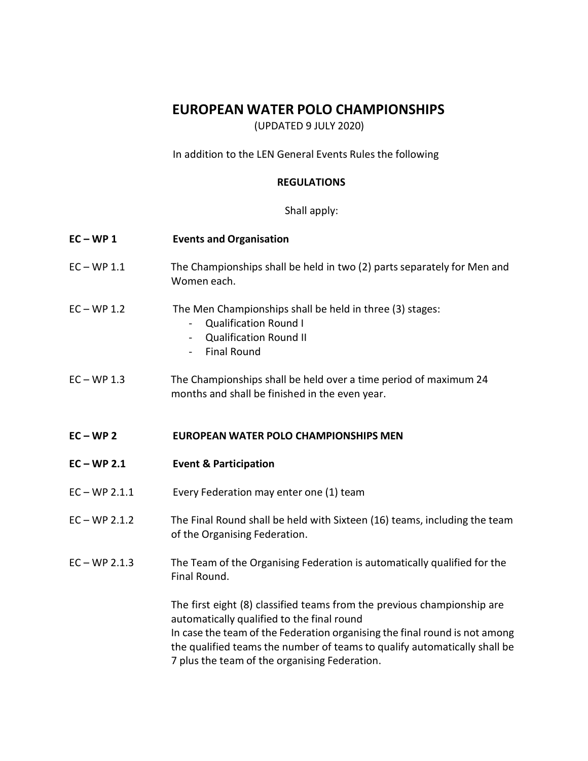# EUROPEAN WATER POLO CHAMPIONSHIPS

(UPDATED 9 JULY 2020)

In addition to the LEN General Events Rules the following

**REGULATIONS**

Shall apply:

**EC – WP 1 Events and Organisation**

EC – WP 1.1 The Championships shall be held in two (2) parts separately for Men and Women each.

EC – WP 1.2 The Men Championships shall be held in three (3) stages:

- Qualification Round I
- Qualification Round II
- Final Round

EC – WP 1.3 The Championships shall be held over a time period of maximum 24 months and shall be finished in the even year.

**EC – WP 2 EUROPEAN WATER POLO CHAMPIONSHIPS MEN**

**EC – WP 2.1 Event & Participation**

EC – WP 2.1.1 Every Federation may enter one (1) team

EC – WP 2.1.2 The Final Round shall be held with Sixteen (16) teams, including the team of the Organising Federation.

EC – WP 2.1.3 The Team of the Organising Federation is automatically qualified for the Final Round.

The first eight (8) classified teams from the previous championship are automatically qualified to the final round
In case the team of the Federation organising the final round is not among the qualified teams the number of teams to qualify automatically shall be 7 plus the team of the organising Federation.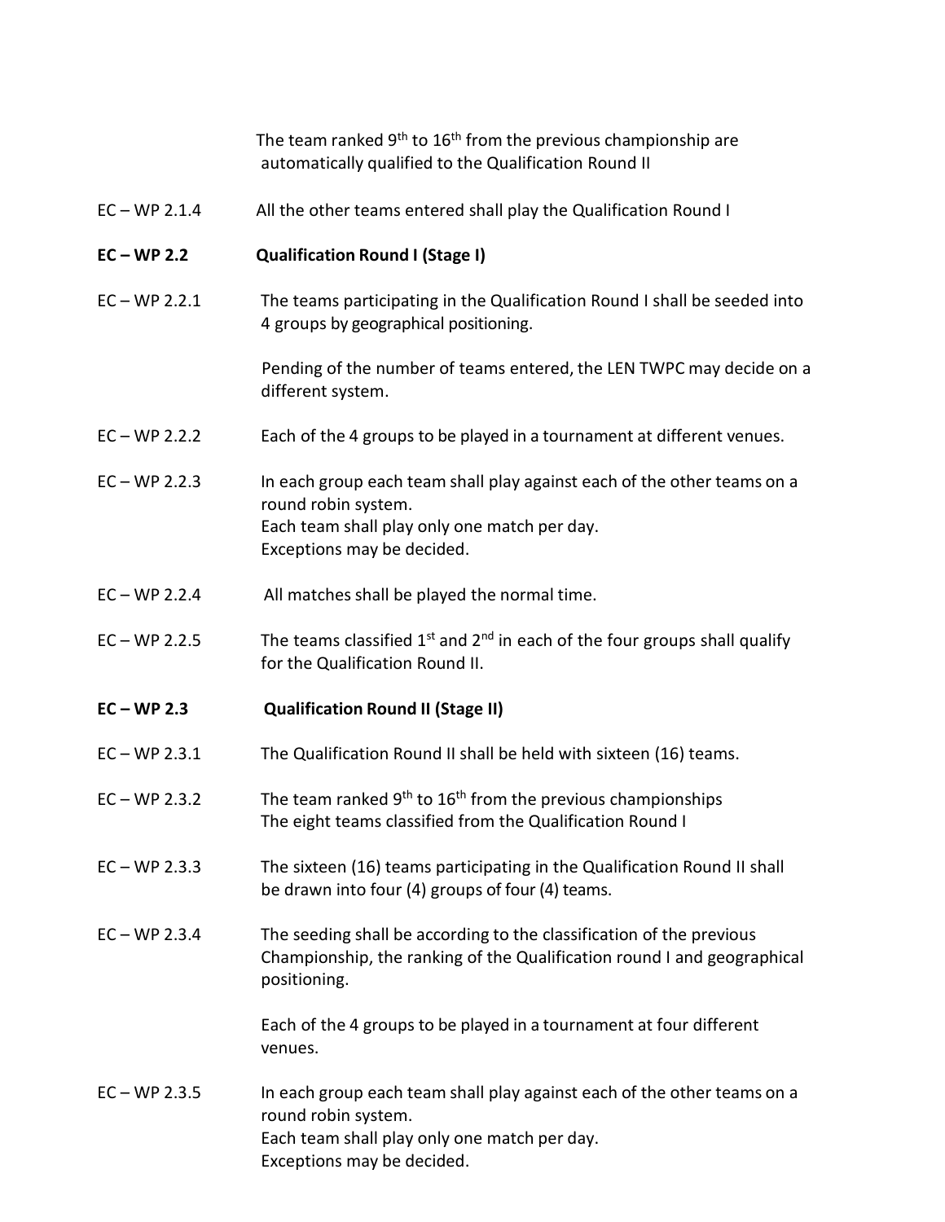The team ranked 9th to 16th from the previous championship are automatically qualified to the Qualification Round II

EC – WP 2.1.4 All the other teams entered shall play the Qualification Round I

**EC – WP 2.2 Qualification Round I (Stage I)**

EC – WP 2.2.1 The teams participating in the Qualification Round I shall be seeded into 4 groups by geographical positioning.

Pending of the number of teams entered, the LEN TWPC may decide on a different system.

EC – WP 2.2.2 Each of the 4 groups to be played in a tournament at different venues.

EC – WP 2.2.3 In each group each team shall play against each of the other teams on a round robin system.
Each team shall play only one match per day.
Exceptions may be decided.

EC – WP 2.2.4 All matches shall be played the normal time.

EC – WP 2.2.5 The teams classified 1st and 2nd in each of the four groups shall qualify for the Qualification Round II.

**EC – WP 2.3 Qualification Round II (Stage II)**

EC – WP 2.3.1 The Qualification Round II shall be held with sixteen (16) teams.

EC – WP 2.3.2 The team ranked 9th to 16th from the previous championships
The eight teams classified from the Qualification Round I

EC – WP 2.3.3 The sixteen (16) teams participating in the Qualification Round II shall be drawn into four (4) groups of four (4) teams.

EC – WP 2.3.4 The seeding shall be according to the classification of the previous Championship, the ranking of the Qualification round I and geographical positioning.

Each of the 4 groups to be played in a tournament at four different venues.

EC – WP 2.3.5 In each group each team shall play against each of the other teams on a round robin system.
Each team shall play only one match per day.
Exceptions may be decided.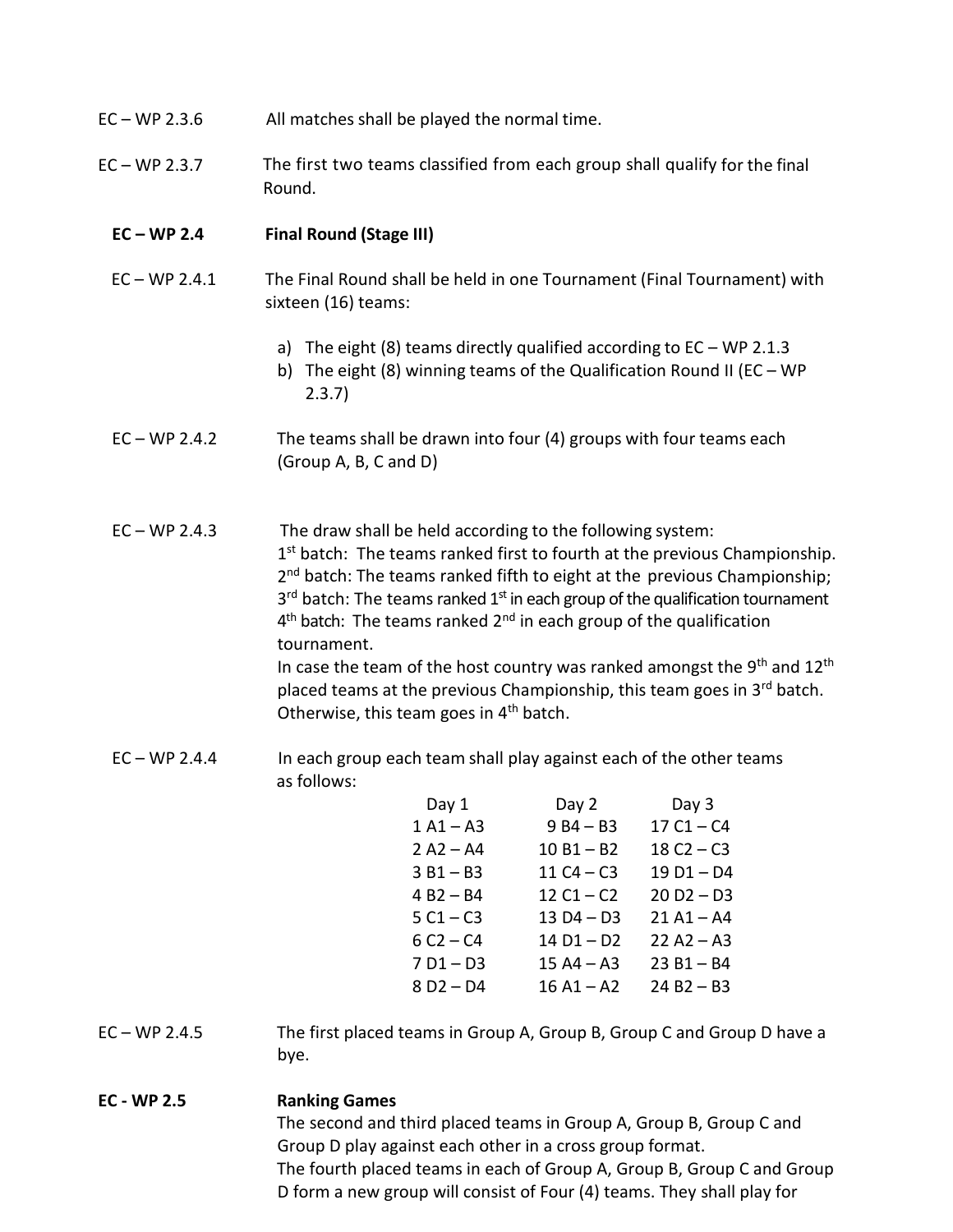EC – WP 2.3.6 All matches shall be played the normal time.

EC – WP 2.3.7 The first two teams classified from each group shall qualify for the final Round.

**EC – WP 2.4 Final Round (Stage III)**

EC – WP 2.4.1 The Final Round shall be held in one Tournament (Final Tournament) with sixteen (16) teams:

a) The eight (8) teams directly qualified according to EC – WP 2.1.3
b) The eight (8) winning teams of the Qualification Round II (EC – WP 2.3.7)

EC – WP 2.4.2 The teams shall be drawn into four (4) groups with four teams each (Group A, B, C and D)

EC – WP 2.4.3 The draw shall be held according to the following system:
1st batch: The teams ranked first to fourth at the previous Championship.
2nd batch: The teams ranked fifth to eight at the previous Championship;
3rd batch: The teams ranked 1st in each group of the qualification tournament
4th batch: The teams ranked 2nd in each group of the qualification tournament.
In case the team of the host country was ranked amongst the 9th and 12th placed teams at the previous Championship, this team goes in 3rd batch. Otherwise, this team goes in 4th batch.

EC – WP 2.4.4 In each group each team shall play against each of the other teams as follows:

| Day 1 | Day 2 | Day 3 |
|---|---|---|
| 1 A1 – A3 | 9 B4 – B3 | 17 C1 – C4 |
| 2 A2 – A4 | 10 B1 – B2 | 18 C2 – C3 |
| 3 B1 – B3 | 11 C4 – C3 | 19 D1 – D4 |
| 4 B2 – B4 | 12 C1 – C2 | 20 D2 – D3 |
| 5 C1 – C3 | 13 D4 – D3 | 21 A1 – A4 |
| 6 C2 – C4 | 14 D1 – D2 | 22 A2 – A3 |
| 7 D1 – D3 | 15 A4 – A3 | 23 B1 – B4 |
| 8 D2 – D4 | 16 A1 – A2 | 24 B2 – B3 |

EC – WP 2.4.5 The first placed teams in Group A, Group B, Group C and Group D have a bye.

**EC - WP 2.5 Ranking Games**

The second and third placed teams in Group A, Group B, Group C and Group D play against each other in a cross group format.
The fourth placed teams in each of Group A, Group B, Group C and Group D form a new group will consist of Four (4) teams. They shall play for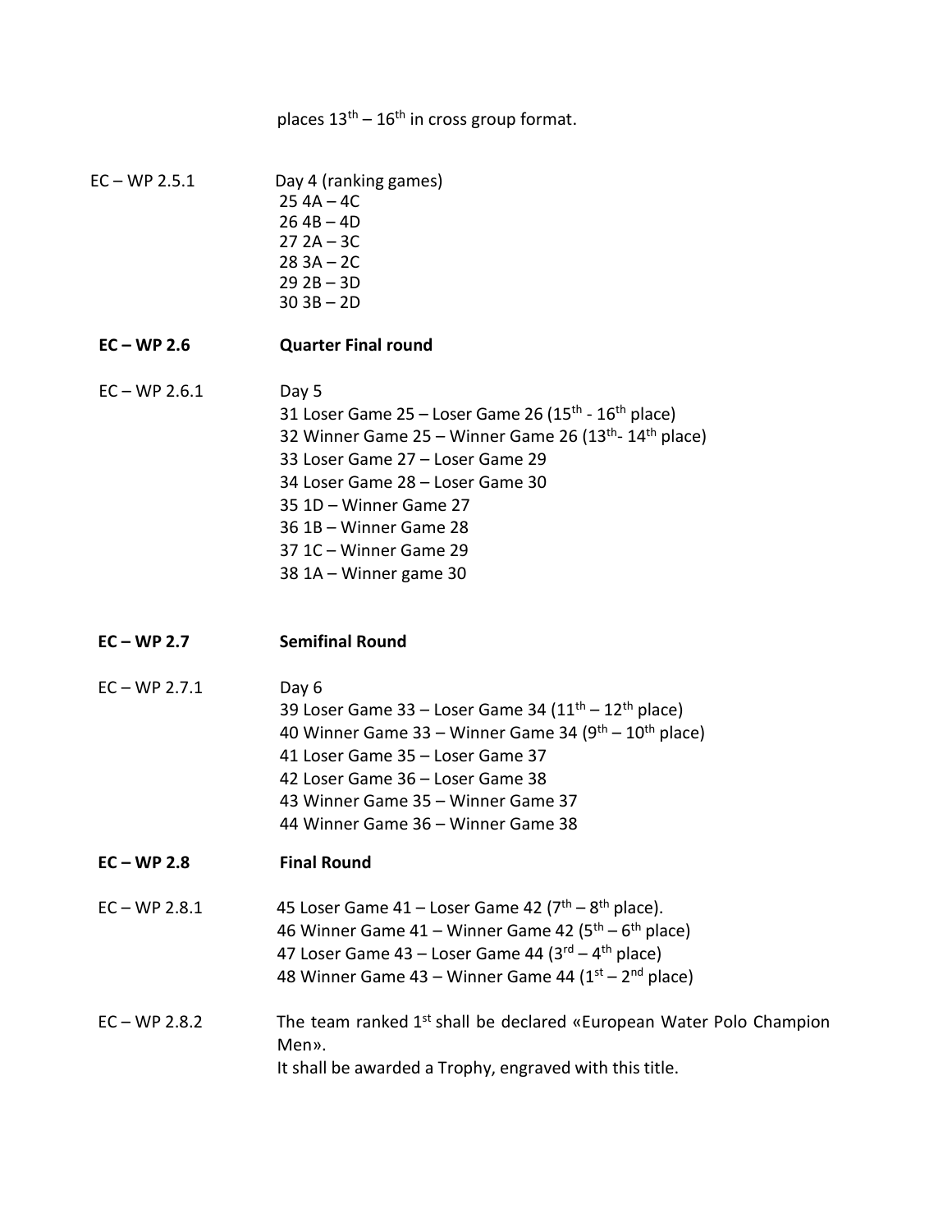places $13^{th} – 16^{th}$ in cross group format.

EC – WP 2.5.1 Day 4 (ranking games)
25 4A – 4C
26 4B – 4D
27 2A – 3C
28 3A – 2C
29 2B – 3D
30 3B – 2D

**EC – WP 2.6 Quarter Final round**

EC – WP 2.6.1 Day 5
31 Loser Game 25 – Loser Game 26 ($15^{th}$ - $16^{th}$ place)
32 Winner Game 25 – Winner Game 26 ($13^{th}$- $14^{th}$ place)
33 Loser Game 27 – Loser Game 29
34 Loser Game 28 – Loser Game 30
35 1D – Winner Game 27
36 1B – Winner Game 28
37 1C – Winner Game 29
38 1A – Winner game 30

**EC – WP 2.7 Semifinal Round**

EC – WP 2.7.1 Day 6
39 Loser Game 33 – Loser Game 34 ($11^{th}$ – $12^{th}$ place)
40 Winner Game 33 – Winner Game 34 ($9^{th}$ – $10^{th}$ place)
41 Loser Game 35 – Loser Game 37
42 Loser Game 36 – Loser Game 38
43 Winner Game 35 – Winner Game 37
44 Winner Game 36 – Winner Game 38

**EC – WP 2.8 Final Round**

EC – WP 2.8.1 45 Loser Game 41 – Loser Game 42 ($7^{th}$ – $8^{th}$ place).
46 Winner Game 41 – Winner Game 42 ($5^{th}$ – $6^{th}$ place)
47 Loser Game 43 – Loser Game 44 ($3^{rd}$ – $4^{th}$ place)
48 Winner Game 43 – Winner Game 44 ($1^{st}$ – $2^{nd}$ place)

EC – WP 2.8.2 The team ranked $1^{st}$ shall be declared «European Water Polo Champion Men».
It shall be awarded a Trophy, engraved with this title.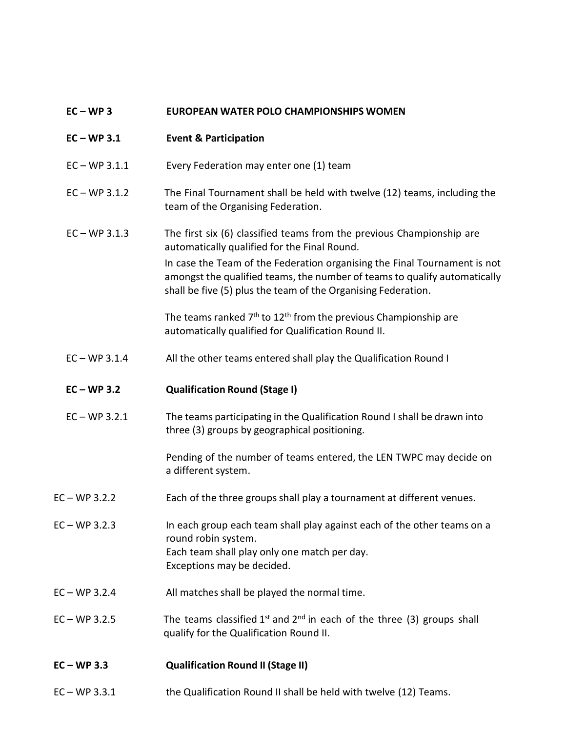## EC – WP 3 EUROPEAN WATER POLO CHAMPIONSHIPS WOMEN

### EC – WP 3.1 Event & Participation

EC – WP 3.1.1 Every Federation may enter one (1) team

EC – WP 3.1.2 The Final Tournament shall be held with twelve (12) teams, including the team of the Organising Federation.

EC – WP 3.1.3 The first six (6) classified teams from the previous Championship are automatically qualified for the Final Round.

In case the Team of the Federation organising the Final Tournament is not amongst the qualified teams, the number of teams to qualify automatically shall be five (5) plus the team of the Organising Federation.

The teams ranked 7th to 12th from the previous Championship are automatically qualified for Qualification Round II.

EC – WP 3.1.4 All the other teams entered shall play the Qualification Round I

### EC – WP 3.2 Qualification Round (Stage I)

EC – WP 3.2.1 The teams participating in the Qualification Round I shall be drawn into three (3) groups by geographical positioning.

Pending of the number of teams entered, the LEN TWPC may decide on a different system.

EC – WP 3.2.2 Each of the three groups shall play a tournament at different venues.

EC – WP 3.2.3 In each group each team shall play against each of the other teams on a round robin system.
Each team shall play only one match per day.
Exceptions may be decided.

EC – WP 3.2.4 All matches shall be played the normal time.

EC – WP 3.2.5 The teams classified 1st and 2nd in each of the three (3) groups shall qualify for the Qualification Round II.

### EC – WP 3.3 Qualification Round II (Stage II)

EC – WP 3.3.1 the Qualification Round II shall be held with twelve (12) Teams.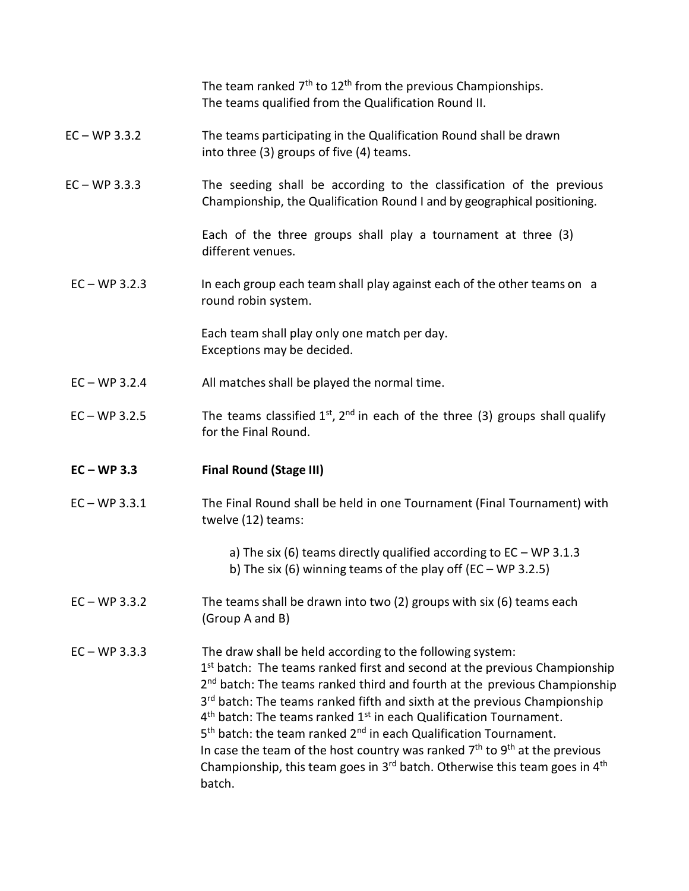The team ranked 7th to 12th from the previous Championships.
The teams qualified from the Qualification Round II.

EC – WP 3.3.2 The teams participating in the Qualification Round shall be drawn into three (3) groups of five (4) teams.

EC – WP 3.3.3 The seeding shall be according to the classification of the previous Championship, the Qualification Round I and by geographical positioning.

Each of the three groups shall play a tournament at three (3) different venues.

EC – WP 3.2.3 In each group each team shall play against each of the other teams on a round robin system.

Each team shall play only one match per day.
Exceptions may be decided.

EC – WP 3.2.4 All matches shall be played the normal time.

EC – WP 3.2.5 The teams classified 1st, 2nd in each of the three (3) groups shall qualify for the Final Round.

**EC – WP 3.3 Final Round (Stage III)**

EC – WP 3.3.1 The Final Round shall be held in one Tournament (Final Tournament) with twelve (12) teams:

a) The six (6) teams directly qualified according to EC – WP 3.1.3
b) The six (6) winning teams of the play off (EC – WP 3.2.5)

EC – WP 3.3.2 The teams shall be drawn into two (2) groups with six (6) teams each (Group A and B)

EC – WP 3.3.3 The draw shall be held according to the following system:
1st batch: The teams ranked first and second at the previous Championship
2nd batch: The teams ranked third and fourth at the previous Championship
3rd batch: The teams ranked fifth and sixth at the previous Championship
4th batch: The teams ranked 1st in each Qualification Tournament.
5th batch: the team ranked 2nd in each Qualification Tournament.
In case the team of the host country was ranked 7th to 9th at the previous Championship, this team goes in 3rd batch. Otherwise this team goes in 4th batch.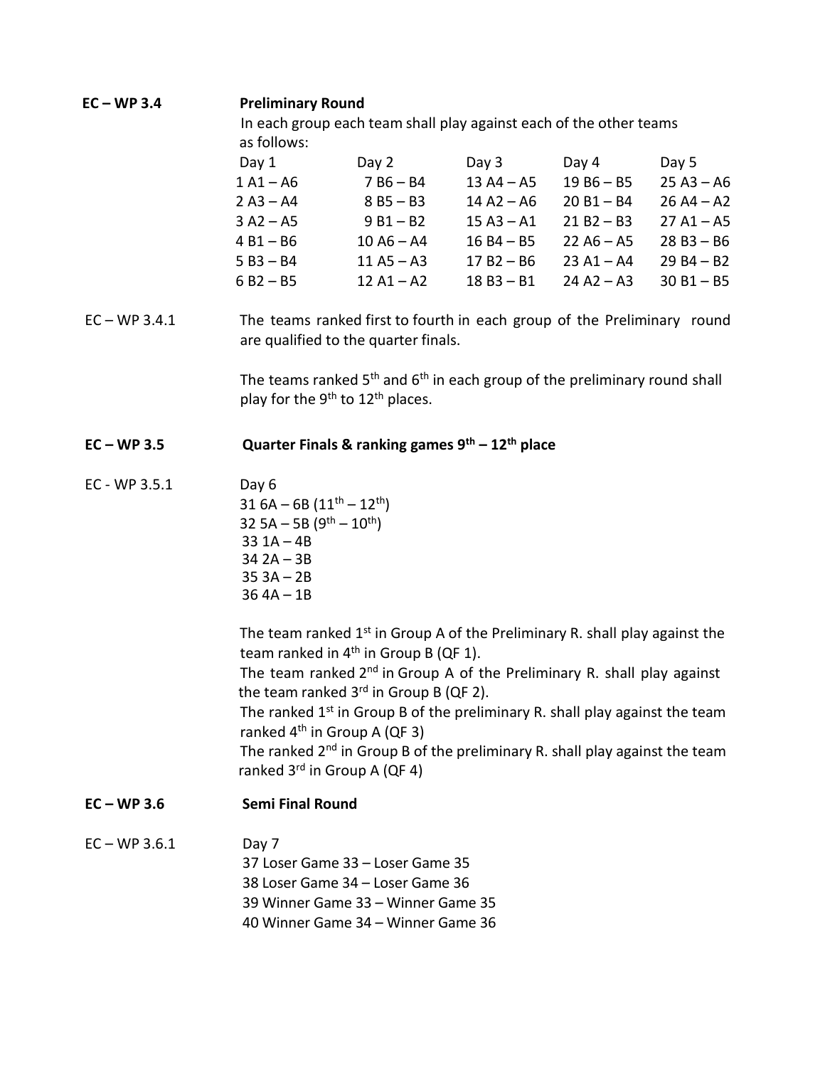**EC – WP 3.4** **Preliminary Round**

In each group each team shall play against each of the other teams as follows:

| Day 1 | Day 2 | Day 3 | Day 4 | Day 5 |
|---|---|---|---|---|
| 1 A1 – A6 | 7 B6 – B4 | 13 A4 – A5 | 19 B6 – B5 | 25 A3 – A6 |
| 2 A3 – A4 | 8 B5 – B3 | 14 A2 – A6 | 20 B1 – B4 | 26 A4 – A2 |
| 3 A2 – A5 | 9 B1 – B2 | 15 A3 – A1 | 21 B2 – B3 | 27 A1 – A5 |
| 4 B1 – B6 | 10 A6 – A4 | 16 B4 – B5 | 22 A6 – A5 | 28 B3 – B6 |
| 5 B3 – B4 | 11 A5 – A3 | 17 B2 – B6 | 23 A1 – A4 | 29 B4 – B2 |
| 6 B2 – B5 | 12 A1 – A2 | 18 B3 – B1 | 24 A2 – A3 | 30 B1 – B5 |

EC – WP 3.4.1 The teams ranked first to fourth in each group of the Preliminary round are qualified to the quarter finals.

The teams ranked 5th and 6th in each group of the preliminary round shall play for the 9th to 12th places.

**EC – WP 3.5** **Quarter Finals & ranking games 9th – 12th place**

EC - WP 3.5.1 Day 6

31 6A – 6B (11th – 12th)
32 5A – 5B (9th – 10th)
33 1A – 4B
34 2A – 3B
35 3A – 2B
36 4A – 1B

The team ranked 1st in Group A of the Preliminary R. shall play against the team ranked in 4th in Group B (QF 1).
The team ranked 2nd in Group A of the Preliminary R. shall play against the team ranked 3rd in Group B (QF 2).
The ranked 1st in Group B of the preliminary R. shall play against the team ranked 4th in Group A (QF 3)
The ranked 2nd in Group B of the preliminary R. shall play against the team ranked 3rd in Group A (QF 4)

**EC – WP 3.6** **Semi Final Round**

EC – WP 3.6.1 Day 7

37 Loser Game 33 – Loser Game 35
38 Loser Game 34 – Loser Game 36
39 Winner Game 33 – Winner Game 35
40 Winner Game 34 – Winner Game 36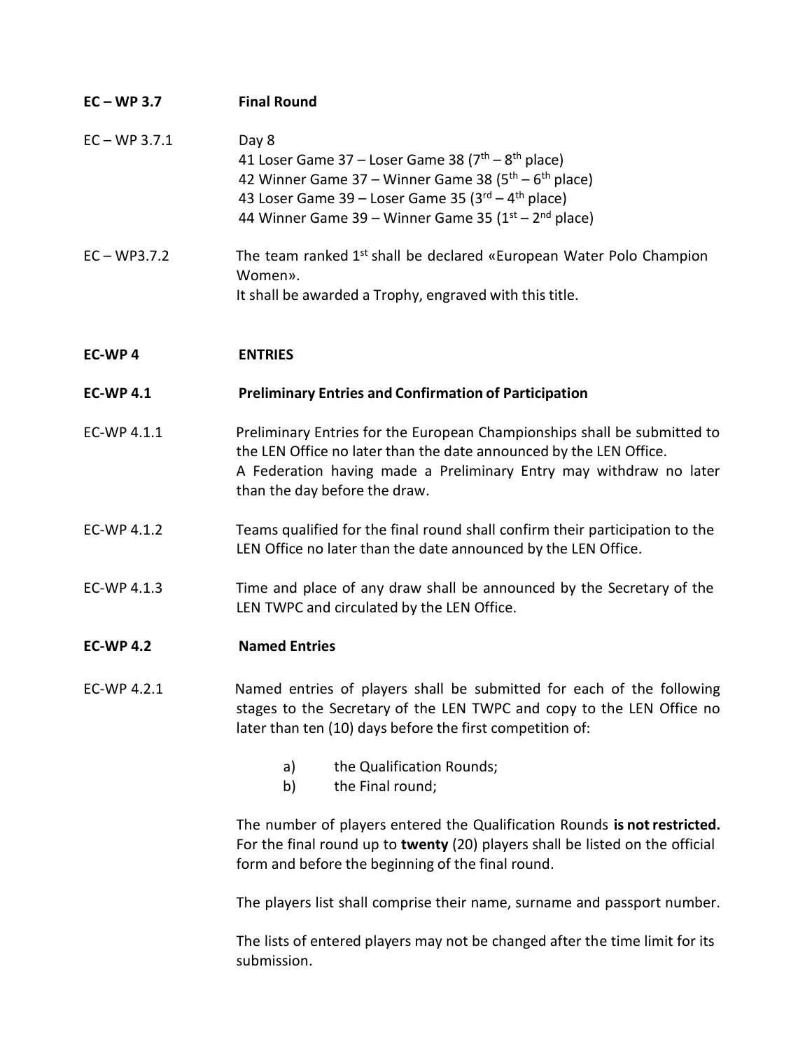**EC – WP 3.7 Final Round**

EC – WP 3.7.1 Day 8
41 Loser Game 37 – Loser Game 38 (7th – 8th place)
42 Winner Game 37 – Winner Game 38 (5th – 6th place)
43 Loser Game 39 – Loser Game 35 (3rd – 4th place)
44 Winner Game 39 – Winner Game 35 (1st – 2nd place)

EC – WP3.7.2 The team ranked 1st shall be declared «European Water Polo Champion Women».
It shall be awarded a Trophy, engraved with this title.

**EC-WP 4 ENTRIES**

**EC-WP 4.1 Preliminary Entries and Confirmation of Participation**

EC-WP 4.1.1 Preliminary Entries for the European Championships shall be submitted to the LEN Office no later than the date announced by the LEN Office.
A Federation having made a Preliminary Entry may withdraw no later than the day before the draw.

EC-WP 4.1.2 Teams qualified for the final round shall confirm their participation to the LEN Office no later than the date announced by the LEN Office.

EC-WP 4.1.3 Time and place of any draw shall be announced by the Secretary of the LEN TWPC and circulated by the LEN Office.

**EC-WP 4.2 Named Entries**

EC-WP 4.2.1 Named entries of players shall be submitted for each of the following stages to the Secretary of the LEN TWPC and copy to the LEN Office no later than ten (10) days before the first competition of:

a) the Qualification Rounds;
b) the Final round;

The number of players entered the Qualification Rounds **is not restricted.** For the final round up to **twenty** (20) players shall be listed on the official form and before the beginning of the final round.

The players list shall comprise their name, surname and passport number.

The lists of entered players may not be changed after the time limit for its submission.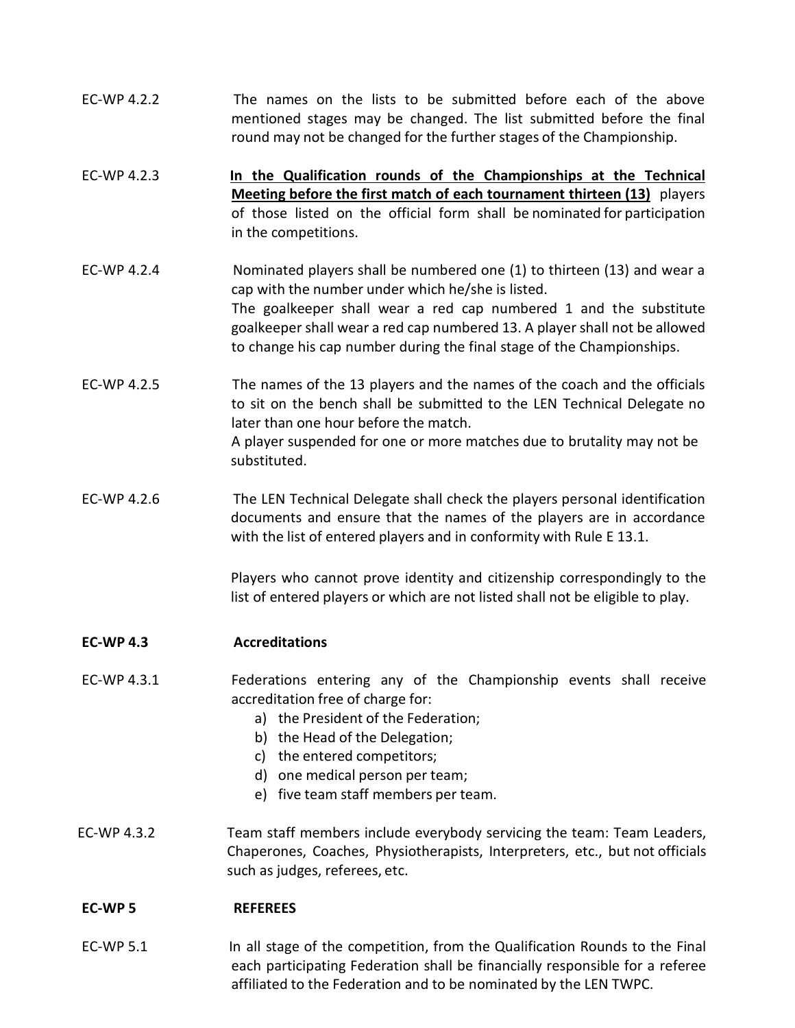EC-WP 4.2.2 The names on the lists to be submitted before each of the above mentioned stages may be changed. The list submitted before the final round may not be changed for the further stages of the Championship.

EC-WP 4.2.3 **In the Qualification rounds of the Championships at the Technical Meeting before the first match of each tournament thirteen (13)** players of those listed on the official form shall be nominated for participation in the competitions.

EC-WP 4.2.4 Nominated players shall be numbered one (1) to thirteen (13) and wear a cap with the number under which he/she is listed.
The goalkeeper shall wear a red cap numbered 1 and the substitute goalkeeper shall wear a red cap numbered 13. A player shall not be allowed to change his cap number during the final stage of the Championships.

EC-WP 4.2.5 The names of the 13 players and the names of the coach and the officials to sit on the bench shall be submitted to the LEN Technical Delegate no later than one hour before the match.
A player suspended for one or more matches due to brutality may not be substituted.

EC-WP 4.2.6 The LEN Technical Delegate shall check the players personal identification documents and ensure that the names of the players are in accordance with the list of entered players and in conformity with Rule E 13.1.

Players who cannot prove identity and citizenship correspondingly to the list of entered players or which are not listed shall not be eligible to play.

**EC-WP 4.3 Accreditations**

EC-WP 4.3.1 Federations entering any of the Championship events shall receive accreditation free of charge for:

a) the President of the Federation;
b) the Head of the Delegation;
c) the entered competitors;
d) one medical person per team;
e) five team staff members per team.

EC-WP 4.3.2 Team staff members include everybody servicing the team: Team Leaders, Chaperones, Coaches, Physiotherapists, Interpreters, etc., but not officials such as judges, referees, etc.

**EC-WP 5 REFEREES**

EC-WP 5.1 In all stage of the competition, from the Qualification Rounds to the Final each participating Federation shall be financially responsible for a referee affiliated to the Federation and to be nominated by the LEN TWPC.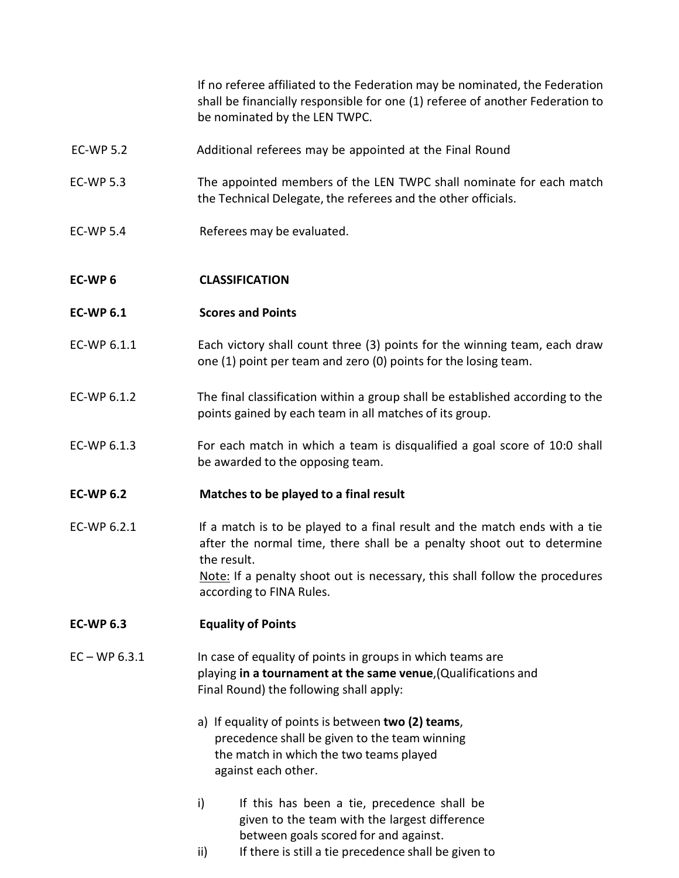If no referee affiliated to the Federation may be nominated, the Federation shall be financially responsible for one (1) referee of another Federation to be nominated by the LEN TWPC.

EC-WP 5.2 Additional referees may be appointed at the Final Round

EC-WP 5.3 The appointed members of the LEN TWPC shall nominate for each match the Technical Delegate, the referees and the other officials.

EC-WP 5.4 Referees may be evaluated.

## EC-WP 6 CLASSIFICATION

### EC-WP 6.1 Scores and Points

EC-WP 6.1.1 Each victory shall count three (3) points for the winning team, each draw one (1) point per team and zero (0) points for the losing team.

EC-WP 6.1.2 The final classification within a group shall be established according to the points gained by each team in all matches of its group.

EC-WP 6.1.3 For each match in which a team is disqualified a goal score of 10:0 shall be awarded to the opposing team.

### EC-WP 6.2 Matches to be played to a final result

EC-WP 6.2.1 If a match is to be played to a final result and the match ends with a tie after the normal time, there shall be a penalty shoot out to determine the result.
Note: If a penalty shoot out is necessary, this shall follow the procedures according to FINA Rules.

### EC-WP 6.3 Equality of Points

EC – WP 6.3.1 In case of equality of points in groups in which teams are playing **in a tournament at the same venue**,(Qualifications and Final Round) the following shall apply:

a) If equality of points is between **two (2) teams**, precedence shall be given to the team winning the match in which the two teams played against each other.

i) If this has been a tie, precedence shall be given to the team with the largest difference between goals scored for and against.

ii) If there is still a tie precedence shall be given to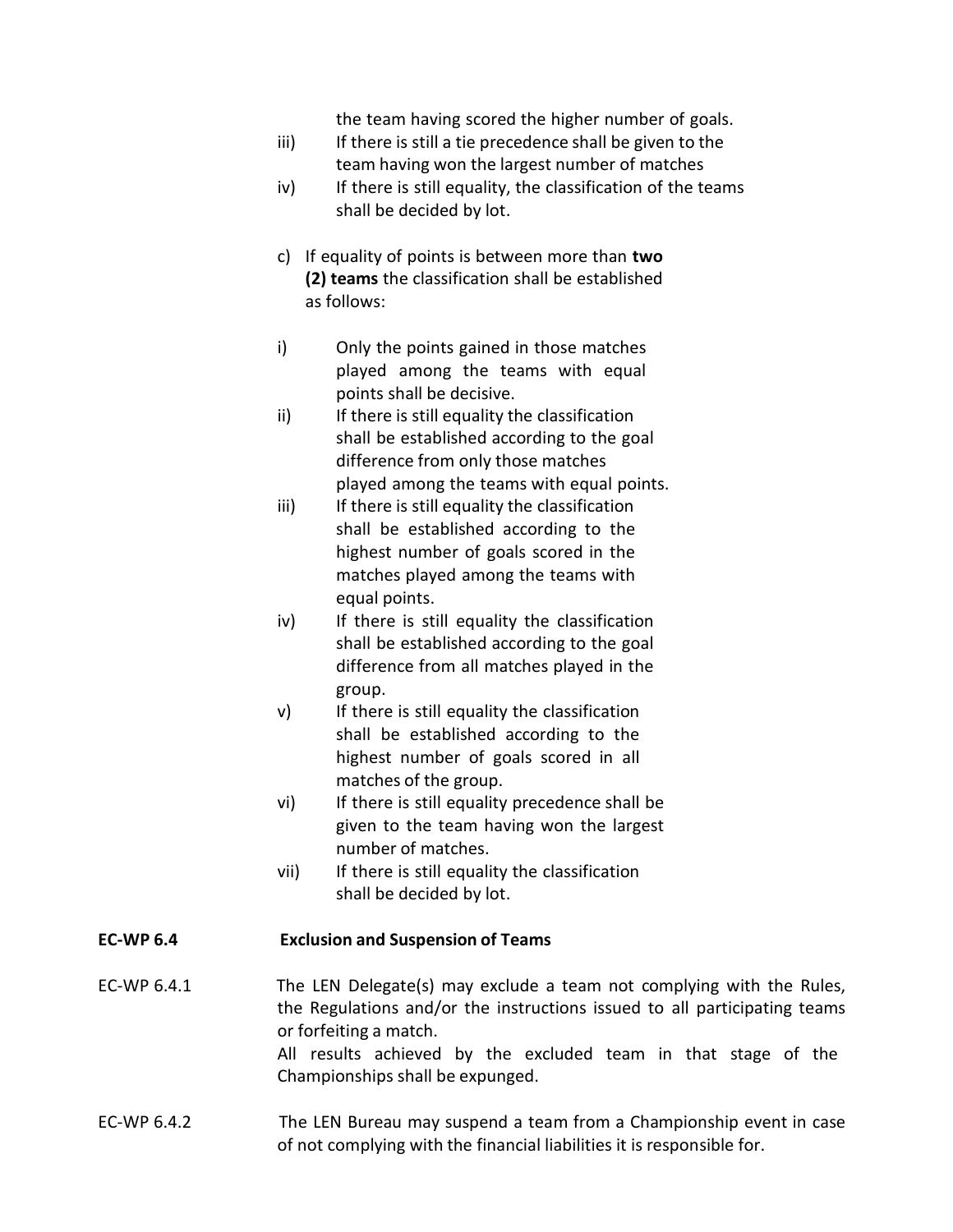the team having scored the higher number of goals.

iii) If there is still a tie precedence shall be given to the team having won the largest number of matches

iv) If there is still equality, the classification of the teams shall be decided by lot.

c) If equality of points is between more than **two (2) teams** the classification shall be established as follows:

i) Only the points gained in those matches played among the teams with equal points shall be decisive.

ii) If there is still equality the classification shall be established according to the goal difference from only those matches played among the teams with equal points.

iii) If there is still equality the classification shall be established according to the highest number of goals scored in the matches played among the teams with equal points.

iv) If there is still equality the classification shall be established according to the goal difference from all matches played in the group.

v) If there is still equality the classification shall be established according to the highest number of goals scored in all matches of the group.

vi) If there is still equality precedence shall be given to the team having won the largest number of matches.

vii) If there is still equality the classification shall be decided by lot.

**EC-WP 6.4 Exclusion and Suspension of Teams**

EC-WP 6.4.1 The LEN Delegate(s) may exclude a team not complying with the Rules, the Regulations and/or the instructions issued to all participating teams or forfeiting a match.
All results achieved by the excluded team in that stage of the Championships shall be expunged.

EC-WP 6.4.2 The LEN Bureau may suspend a team from a Championship event in case of not complying with the financial liabilities it is responsible for.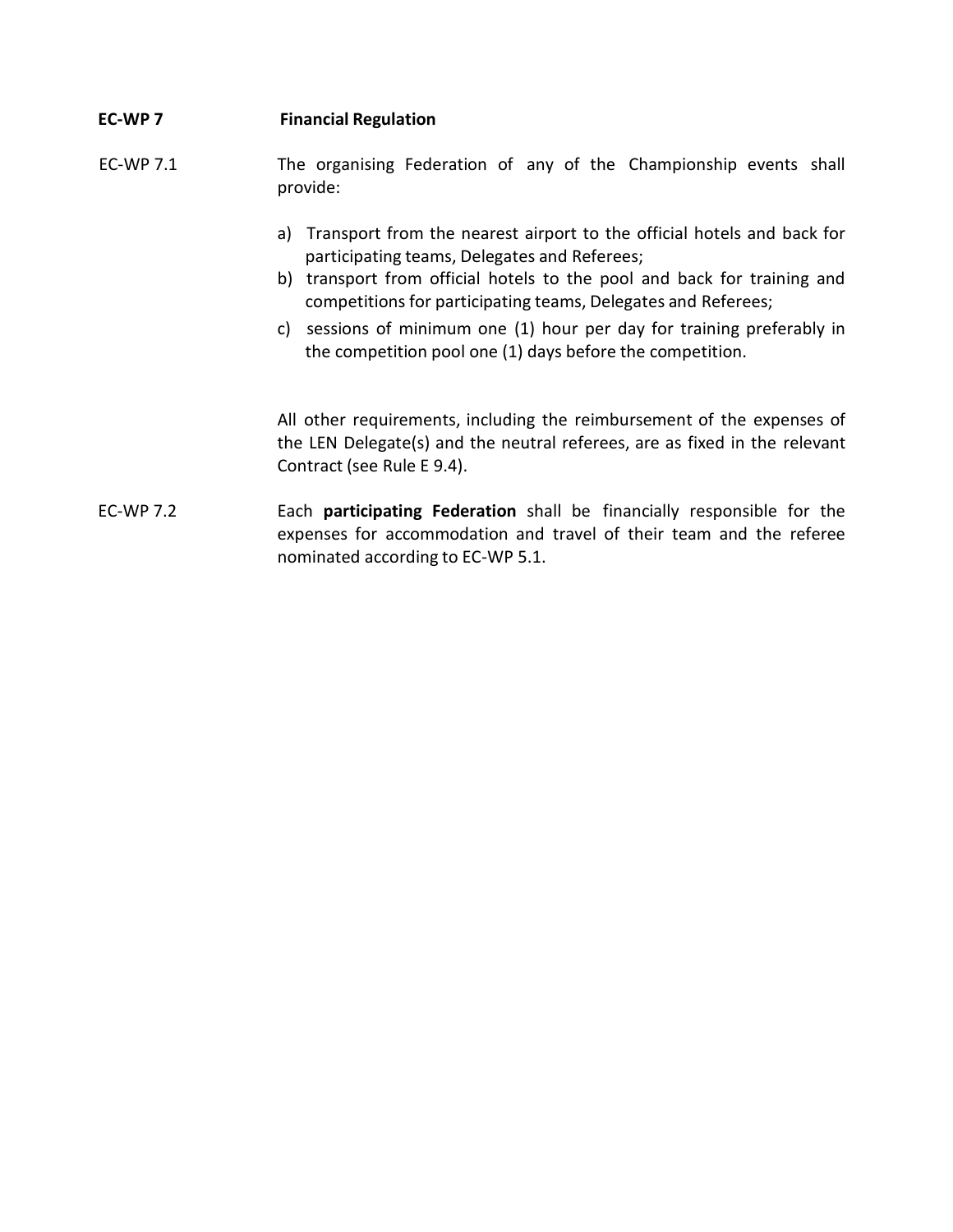**EC-WP 7** **Financial Regulation**

EC-WP 7.1 The organising Federation of any of the Championship events shall provide:

a) Transport from the nearest airport to the official hotels and back for participating teams, Delegates and Referees;
b) transport from official hotels to the pool and back for training and competitions for participating teams, Delegates and Referees;
c) sessions of minimum one (1) hour per day for training preferably in the competition pool one (1) days before the competition.

All other requirements, including the reimbursement of the expenses of the LEN Delegate(s) and the neutral referees, are as fixed in the relevant Contract (see Rule E 9.4).

EC-WP 7.2 Each **participating Federation** shall be financially responsible for the expenses for accommodation and travel of their team and the referee nominated according to EC-WP 5.1.